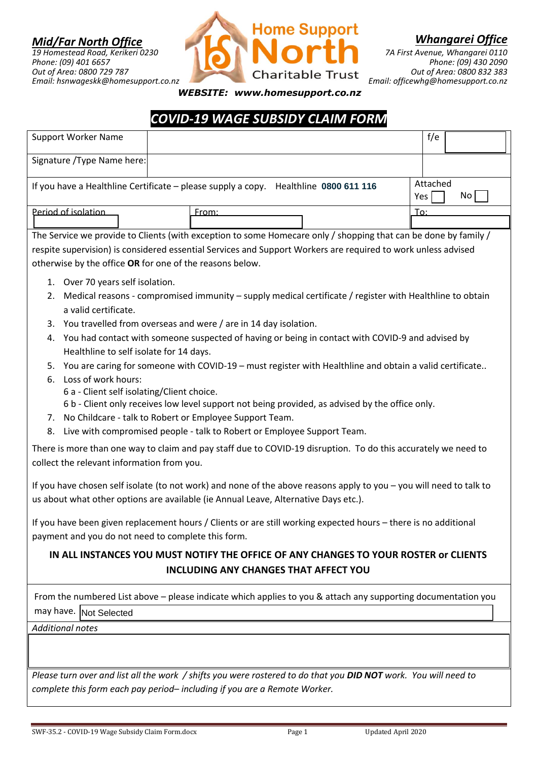**Mid/Far North Office**
*19 Homestead Road, Kerikeri 0230*
*Phone: (09) 401 6657*
*Out of Area: 0800 729 787*
*Email: hsnwageskk@homesupport.co.nz*

**Home Support North Charitable Trust**

**Whangarei Office**
*7A First Avenue, Whangarei 0110*
*Phone: (09) 430 2090*
*Out of Area: 0800 832 383*
*Email: officewhg@homesupport.co.nz*

***WEBSITE: www.homesupport.co.nz***

# *COVID-19 WAGE SUBSIDY CLAIM FORM*

| Support Worker Name | | f/e | |
|---|---|---|---|
| Signature /Type Name here: | | | |
| If you have a Healthline Certificate – please supply a copy. Healthline **0800 611 116** | | Attached Yes ☐ No ☐ | |
| Period of isolation | From: | To: | |

The Service we provide to Clients (with exception to some Homecare only / shopping that can be done by family / respite supervision) is considered essential Services and Support Workers are required to work unless advised otherwise by the office **OR** for one of the reasons below.

1. Over 70 years self isolation.
2. Medical reasons - compromised immunity – supply medical certificate / register with Healthline to obtain a valid certificate.
3. You travelled from overseas and were / are in 14 day isolation.
4. You had contact with someone suspected of having or being in contact with COVID-9 and advised by Healthline to self isolate for 14 days.
5. You are caring for someone with COVID-19 – must register with Healthline and obtain a valid certificate..
6. Loss of work hours:
   6 a - Client self isolating/Client choice.
   6 b - Client only receives low level support not being provided, as advised by the office only.
7. No Childcare - talk to Robert or Employee Support Team.
8. Live with compromised people - talk to Robert or Employee Support Team.

There is more than one way to claim and pay staff due to COVID-19 disruption. To do this accurately we need to collect the relevant information from you.

If you have chosen self isolate (to not work) and none of the above reasons apply to you – you will need to talk to us about what other options are available (ie Annual Leave, Alternative Days etc.).

If you have been given replacement hours / Clients or are still working expected hours – there is no additional payment and you do not need to complete this form.

**IN ALL INSTANCES YOU MUST NOTIFY THE OFFICE OF ANY CHANGES TO YOUR ROSTER or CLIENTS INCLUDING ANY CHANGES THAT AFFECT YOU**

From the numbered List above – please indicate which applies to you & attach any supporting documentation you may have. Not Selected

*Additional notes*

*Please turn over and list all the work / shifts you were rostered to do that you **DID NOT** work. You will need to complete this form each pay period– including if you are a Remote Worker.*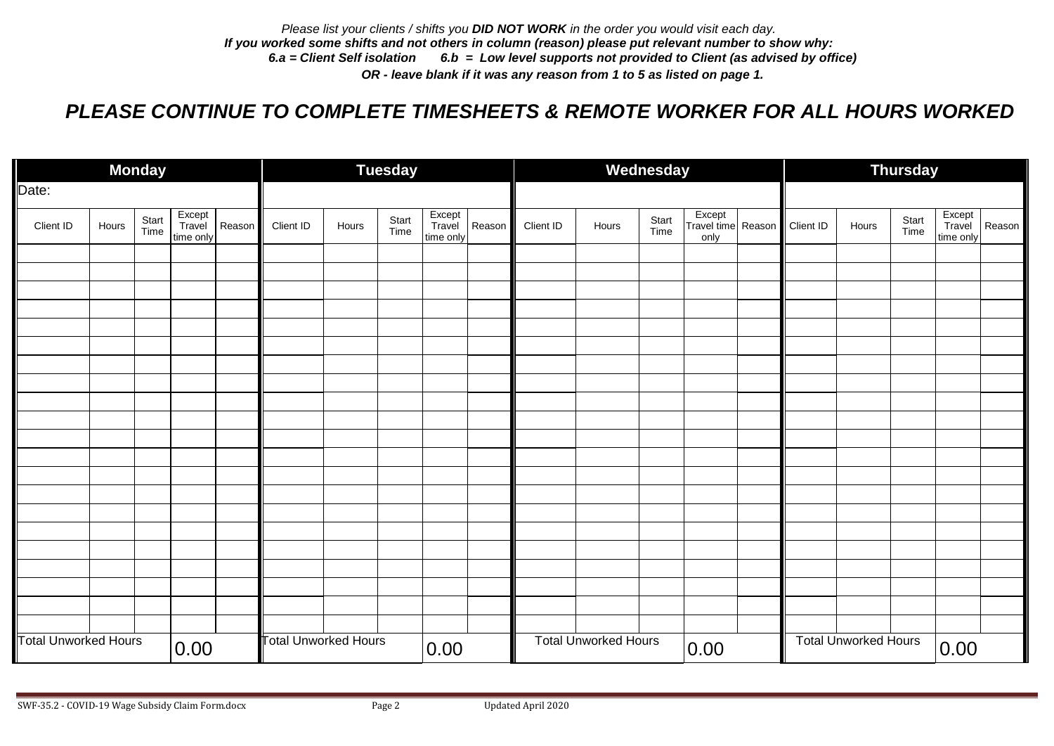*Please list your clients / shifts you **DID NOT WORK** in the order you would visit each day.*
***If you worked some shifts and not others in column (reason) please put relevant number to show why:***
***6.a = Client Self isolation 6.b = Low level supports not provided to Client (as advised by office)***
***OR - leave blank if it was any reason from 1 to 5 as listed on page 1.***

## *PLEASE CONTINUE TO COMPLETE TIMESHEETS & REMOTE WORKER FOR ALL HOURS WORKED*

| Monday | | | | | Tuesday | | | | | Wednesday | | | | | Thursday | | | | |
|---|---|---|---|---|---|---|---|---|---|---|---|---|---|---|---|---|---|---|---|
| Date: | | | | | | | | | | | | | | | | | | | |
| Client ID | Hours | Start Time | Except Travel time only | Reason | Client ID | Hours | Start Time | Except Travel time only | Reason | Client ID | Hours | Start Time | Except Travel time only | Reason | Client ID | Hours | Start Time | Except Travel time only | Reason |
| | | | | | | | | | | | | | | | | | | | |
| | | | | | | | | | | | | | | | | | | | |
| | | | | | | | | | | | | | | | | | | | |
| | | | | | | | | | | | | | | | | | | | |
| | | | | | | | | | | | | | | | | | | | |
| | | | | | | | | | | | | | | | | | | | |
| | | | | | | | | | | | | | | | | | | | |
| | | | | | | | | | | | | | | | | | | | |
| | | | | | | | | | | | | | | | | | | | |
| | | | | | | | | | | | | | | | | | | | |
| | | | | | | | | | | | | | | | | | | | |
| | | | | | | | | | | | | | | | | | | | |
| | | | | | | | | | | | | | | | | | | | |
| | | | | | | | | | | | | | | | | | | | |
| | | | | | | | | | | | | | | | | | | | |
| | | | | | | | | | | | | | | | | | | | |
| | | | | | | | | | | | | | | | | | | | |
| | | | | | | | | | | | | | | | | | | | |
| | | | | | | | | | | | | | | | | | | | |
| | | | | | | | | | | | | | | | | | | | |
| | | | | | | | | | | | | | | | | | | | |
| Total Unworked Hours | | | 0.00 | | Total Unworked Hours | | | 0.00 | | Total Unworked Hours | | | 0.00 | | Total Unworked Hours | | | 0.00 | |

SWF-35.2 - COVID-19 Wage Subsidy Claim Form.docx Updated April 2020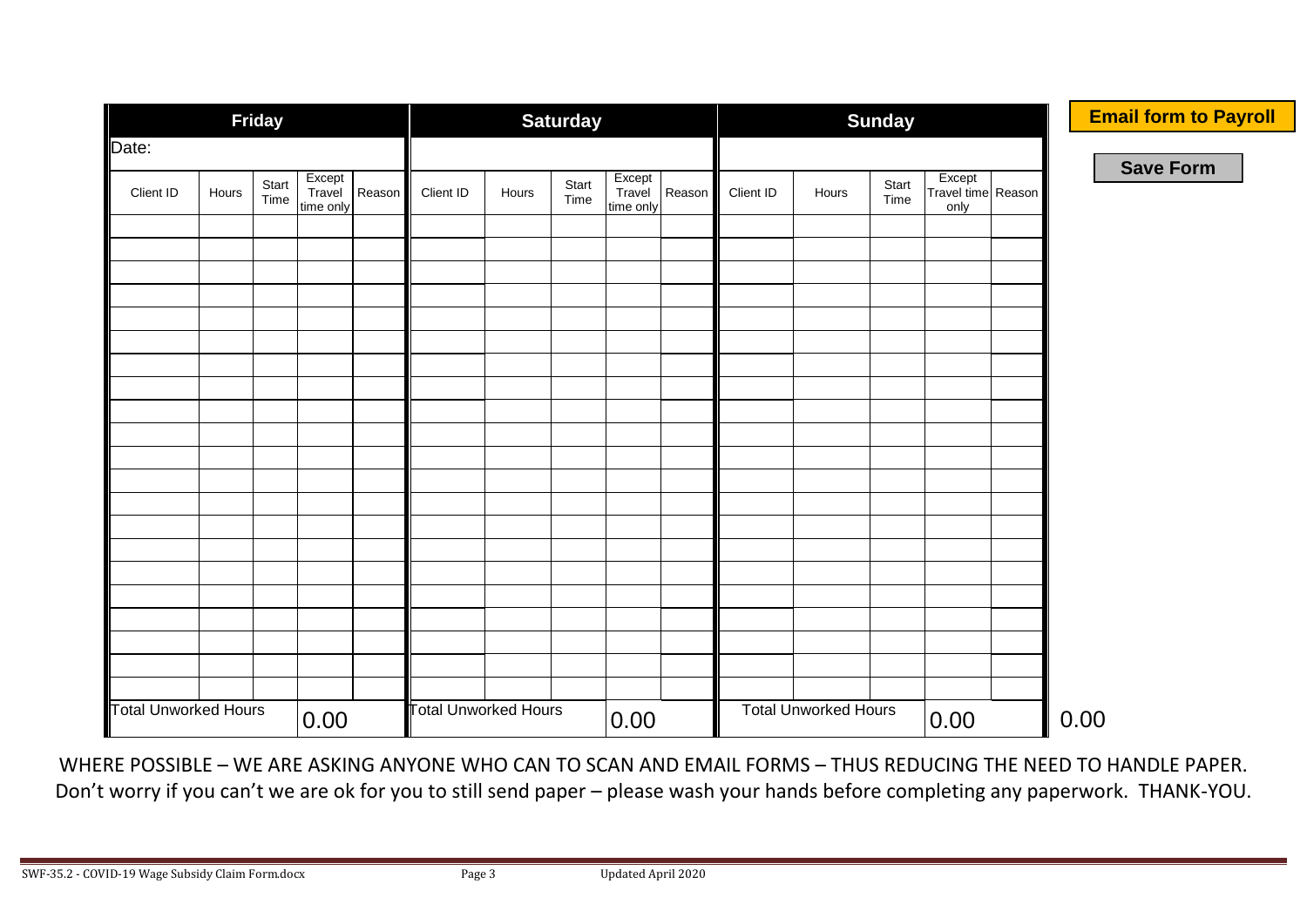| Friday | | | | | Saturday | | | | | Sunday | | | | |
|---|---|---|---|---|---|---|---|---|---|---|---|---|---|---|
| Date: | | | | | | | | | | | | | | |
| Client ID | Hours | Start Time | Except Travel time only | Reason | Client ID | Hours | Start Time | Except Travel time only | Reason | Client ID | Hours | Start Time | Except Travel time only | Reason |
| | | | | | | | | | | | | | | |
| | | | | | | | | | | | | | | |
| | | | | | | | | | | | | | | |
| | | | | | | | | | | | | | | |
| | | | | | | | | | | | | | | |
| | | | | | | | | | | | | | | |
| | | | | | | | | | | | | | | |
| | | | | | | | | | | | | | | |
| | | | | | | | | | | | | | | |
| | | | | | | | | | | | | | | |
| | | | | | | | | | | | | | | |
| | | | | | | | | | | | | | | |
| | | | | | | | | | | | | | | |
| | | | | | | | | | | | | | | |
| | | | | | | | | | | | | | | |
| | | | | | | | | | | | | | | |
| | | | | | | | | | | | | | | |
| | | | | | | | | | | | | | | |
| | | | | | | | | | | | | | | |
| | | | | | | | | | | | | | | |
| | | | | | | | | | | | | | | |
| Total Unworked Hours | | | 0.00 | | Total Unworked Hours | | | 0.00 | | Total Unworked Hours | | | 0.00 | |

0.00

**Email form to Payroll**

**Save Form**

WHERE POSSIBLE – WE ARE ASKING ANYONE WHO CAN TO SCAN AND EMAIL FORMS – THUS REDUCING THE NEED TO HANDLE PAPER. Don't worry if you can't we are ok for you to still send paper – please wash your hands before completing any paperwork. THANK-YOU.